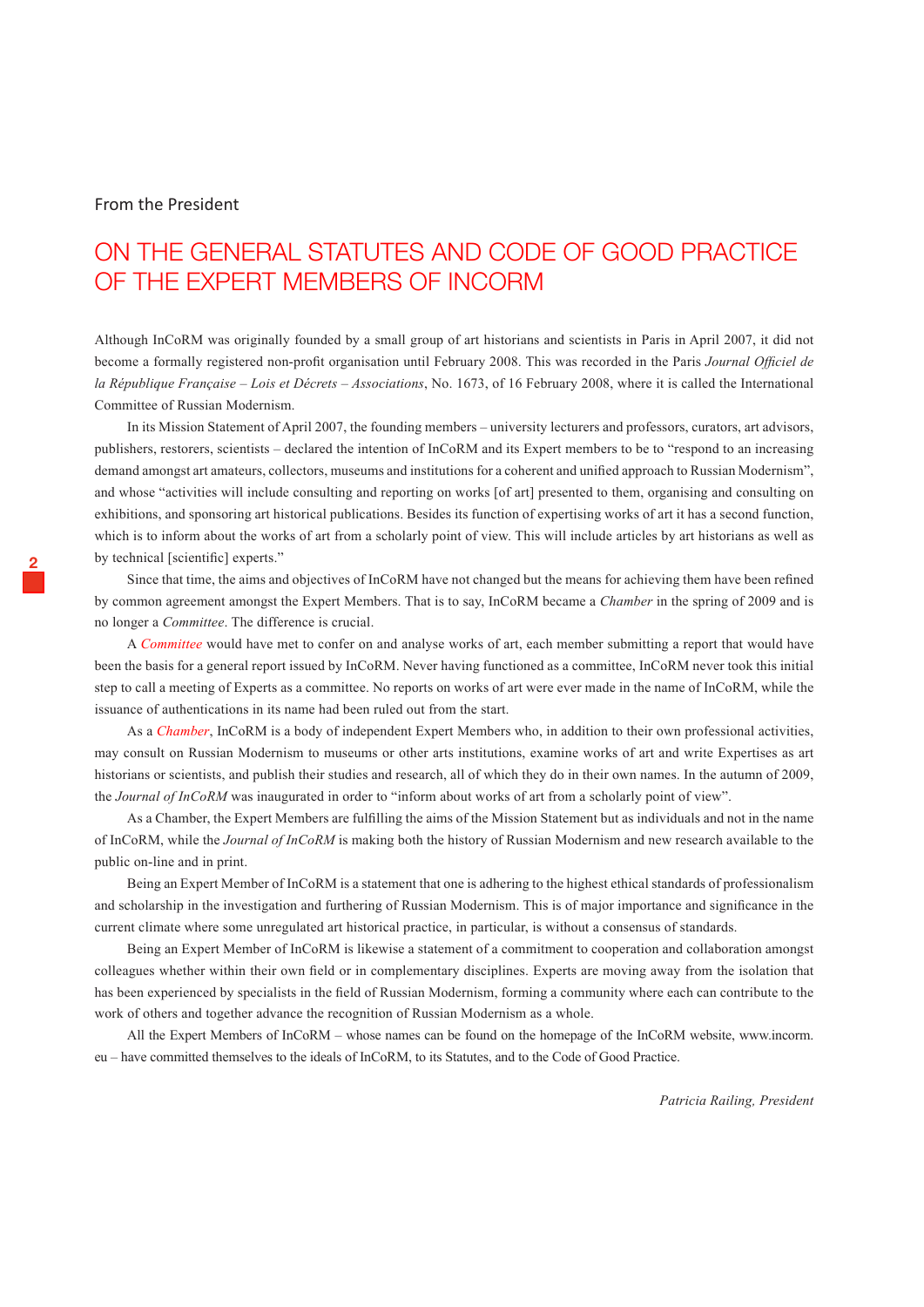From the President

# ON THE GENERAL STATUTES AND CODE OF GOOD PRACTICE OF THE EXPERT MEMBERS OF INCORM

Although InCoRM was originally founded by a small group of art historians and scientists in Paris in April 2007, it did not become a formally registered non-profit organisation until February 2008. This was recorded in the Paris *Journal Officiel de la République Française – Lois et Décrets – Associations*, No. 1673, of 16 February 2008, where it is called the International Committee of Russian Modernism.

In its Mission Statement of April 2007, the founding members – university lecturers and professors, curators, art advisors, publishers, restorers, scientists – declared the intention of InCoRM and its Expert members to be to "respond to an increasing demand amongst art amateurs, collectors, museums and institutions for a coherent and unified approach to Russian Modernism", and whose "activities will include consulting and reporting on works [of art] presented to them, organising and consulting on exhibitions, and sponsoring art historical publications. Besides its function of expertising works of art it has a second function, which is to inform about the works of art from a scholarly point of view. This will include articles by art historians as well as by technical [scientific] experts."

Since that time, the aims and objectives of InCoRM have not changed but the means for achieving them have been refined by common agreement amongst the Expert Members. That is to say, InCoRM became a *Chamber* in the spring of 2009 and is no longer a *Committee*. The difference is crucial.

A *Committee* would have met to confer on and analyse works of art, each member submitting a report that would have been the basis for a general report issued by InCoRM. Never having functioned as a committee, InCoRM never took this initial step to call a meeting of Experts as a committee. No reports on works of art were ever made in the name of InCoRM, while the issuance of authentications in its name had been ruled out from the start.

As a *Chamber*, InCoRM is a body of independent Expert Members who, in addition to their own professional activities, may consult on Russian Modernism to museums or other arts institutions, examine works of art and write Expertises as art historians or scientists, and publish their studies and research, all of which they do in their own names. In the autumn of 2009, the *Journal of InCoRM* was inaugurated in order to "inform about works of art from a scholarly point of view".

As a Chamber, the Expert Members are fulfilling the aims of the Mission Statement but as individuals and not in the name of InCoRM, while the *Journal of InCoRM* is making both the history of Russian Modernism and new research available to the public on-line and in print.

Being an Expert Member of InCoRM is a statement that one is adhering to the highest ethical standards of professionalism and scholarship in the investigation and furthering of Russian Modernism. This is of major importance and significance in the current climate where some unregulated art historical practice, in particular, is without a consensus of standards.

Being an Expert Member of InCoRM is likewise a statement of a commitment to cooperation and collaboration amongst colleagues whether within their own field or in complementary disciplines. Experts are moving away from the isolation that has been experienced by specialists in the field of Russian Modernism, forming a community where each can contribute to the work of others and together advance the recognition of Russian Modernism as a whole.

All the Expert Members of InCoRM – whose names can be found on the homepage of the InCoRM website, www.incorm.eu – have committed themselves to the ideals of InCoRM, to its Statutes, and to the Code of Good Practice.

*Patricia Railing, President*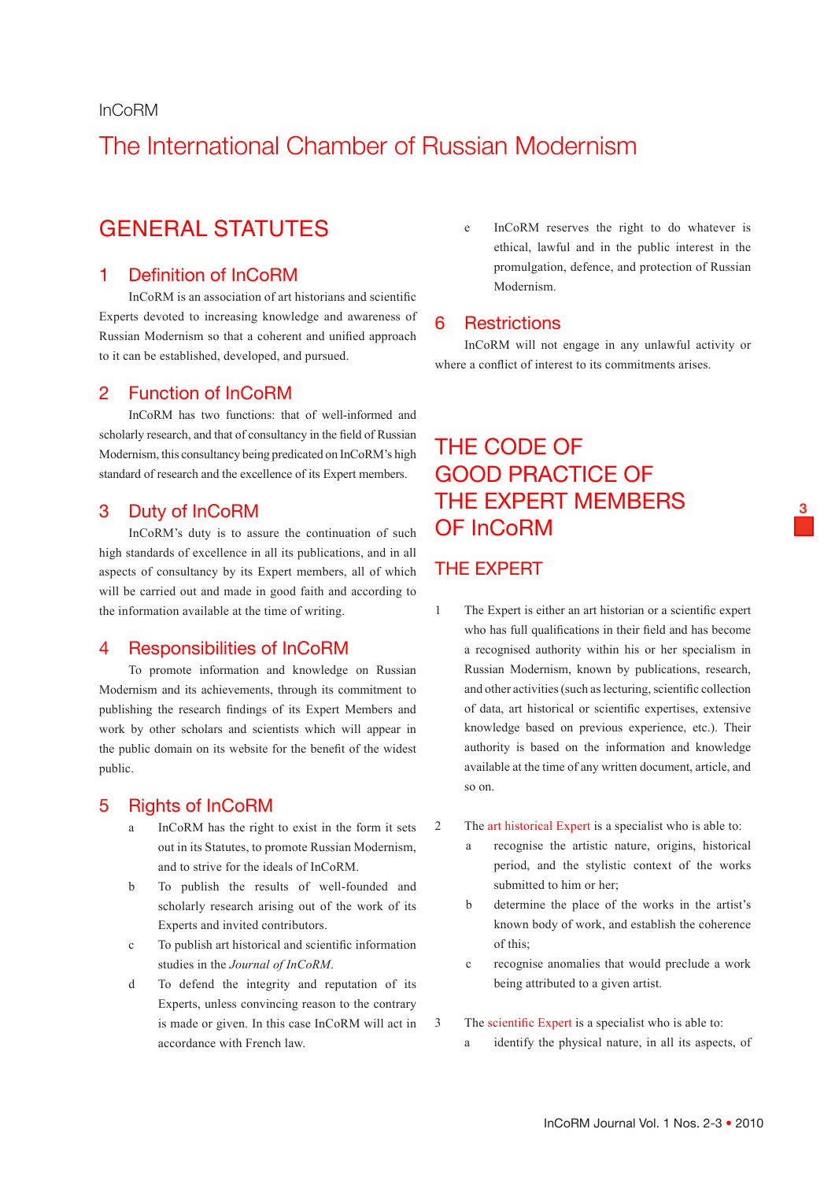InCoRM

# The International Chamber of Russian Modernism

## GENERAL STATUTES

### 1 Definition of InCoRM

InCoRM is an association of art historians and scientific Experts devoted to increasing knowledge and awareness of Russian Modernism so that a coherent and unified approach to it can be established, developed, and pursued.

### 2 Function of InCoRM

InCoRM has two functions: that of well-informed and scholarly research, and that of consultancy in the field of Russian Modernism, this consultancy being predicated on InCoRM's high standard of research and the excellence of its Expert members.

### 3 Duty of InCoRM

InCoRM's duty is to assure the continuation of such high standards of excellence in all its publications, and in all aspects of consultancy by its Expert members, all of which will be carried out and made in good faith and according to the information available at the time of writing.

### 4 Responsibilities of InCoRM

To promote information and knowledge on Russian Modernism and its achievements, through its commitment to publishing the research findings of its Expert Members and work by other scholars and scientists which will appear in the public domain on its website for the benefit of the widest public.

### 5 Rights of InCoRM

- a InCoRM has the right to exist in the form it sets out in its Statutes, to promote Russian Modernism, and to strive for the ideals of InCoRM.
- b To publish the results of well-founded and scholarly research arising out of the work of its Experts and invited contributors.
- c To publish art historical and scientific information studies in the *Journal of InCoRM*.
- d To defend the integrity and reputation of its Experts, unless convincing reason to the contrary is made or given. In this case InCoRM will act in accordance with French law.
- e InCoRM reserves the right to do whatever is ethical, lawful and in the public interest in the promulgation, defence, and protection of Russian Modernism.

### 6 Restrictions

InCoRM will not engage in any unlawful activity or where a conflict of interest to its commitments arises.

## THE CODE OF GOOD PRACTICE OF THE EXPERT MEMBERS OF InCoRM

### THE EXPERT

1. The Expert is either an art historian or a scientific expert who has full qualifications in their field and has become a recognised authority within his or her specialism in Russian Modernism, known by publications, research, and other activities (such as lecturing, scientific collection of data, art historical or scientific expertises, extensive knowledge based on previous experience, etc.). Their authority is based on the information and knowledge available at the time of any written document, article, and so on.

2. The art historical Expert is a specialist who is able to:
   - a recognise the artistic nature, origins, historical period, and the stylistic context of the works submitted to him or her;
   - b determine the place of the works in the artist's known body of work, and establish the coherence of this;
   - c recognise anomalies that would preclude a work being attributed to a given artist.

3. The scientific Expert is a specialist who is able to:
   - a identify the physical nature, in all its aspects, of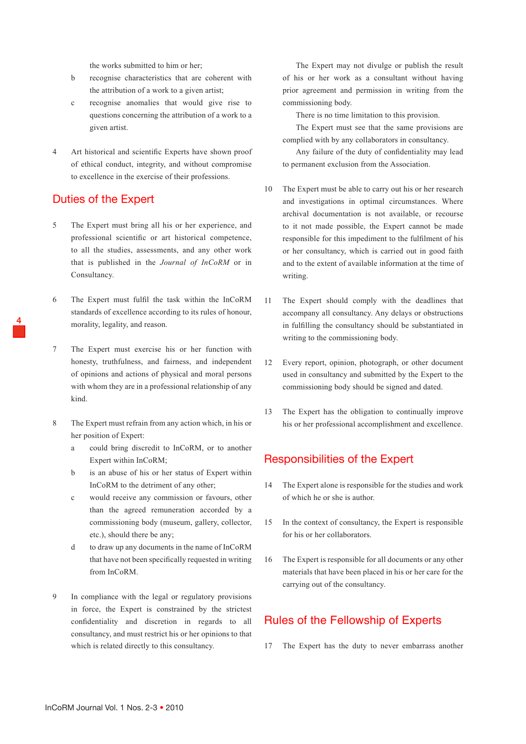the works submitted to him or her;

b recognise characteristics that are coherent with the attribution of a work to a given artist;

c recognise anomalies that would give rise to questions concerning the attribution of a work to a given artist.

4 Art historical and scientific Experts have shown proof of ethical conduct, integrity, and without compromise to excellence in the exercise of their professions.

## Duties of the Expert

5 The Expert must bring all his or her experience, and professional scientific or art historical competence, to all the studies, assessments, and any other work that is published in the *Journal of InCoRM* or in Consultancy.

6 The Expert must fulfil the task within the InCoRM standards of excellence according to its rules of honour, morality, legality, and reason.

7 The Expert must exercise his or her function with honesty, truthfulness, and fairness, and independent of opinions and actions of physical and moral persons with whom they are in a professional relationship of any kind.

8 The Expert must refrain from any action which, in his or her position of Expert:

a could bring discredit to InCoRM, or to another Expert within InCoRM;

b is an abuse of his or her status of Expert within InCoRM to the detriment of any other;

c would receive any commission or favours, other than the agreed remuneration accorded by a commissioning body (museum, gallery, collector, etc.), should there be any;

d to draw up any documents in the name of InCoRM that have not been specifically requested in writing from InCoRM.

9 In compliance with the legal or regulatory provisions in force, the Expert is constrained by the strictest confidentiality and discretion in regards to all consultancy, and must restrict his or her opinions to that which is related directly to this consultancy.

The Expert may not divulge or publish the result of his or her work as a consultant without having prior agreement and permission in writing from the commissioning body.

There is no time limitation to this provision.

The Expert must see that the same provisions are complied with by any collaborators in consultancy.

Any failure of the duty of confidentiality may lead to permanent exclusion from the Association.

10 The Expert must be able to carry out his or her research and investigations in optimal circumstances. Where archival documentation is not available, or recourse to it not made possible, the Expert cannot be made responsible for this impediment to the fulfilment of his or her consultancy, which is carried out in good faith and to the extent of available information at the time of writing.

11 The Expert should comply with the deadlines that accompany all consultancy. Any delays or obstructions in fulfilling the consultancy should be substantiated in writing to the commissioning body.

12 Every report, opinion, photograph, or other document used in consultancy and submitted by the Expert to the commissioning body should be signed and dated.

13 The Expert has the obligation to continually improve his or her professional accomplishment and excellence.

## Responsibilities of the Expert

14 The Expert alone is responsible for the studies and work of which he or she is author.

15 In the context of consultancy, the Expert is responsible for his or her collaborators.

16 The Expert is responsible for all documents or any other materials that have been placed in his or her care for the carrying out of the consultancy.

## Rules of the Fellowship of Experts

17 The Expert has the duty to never embarrass another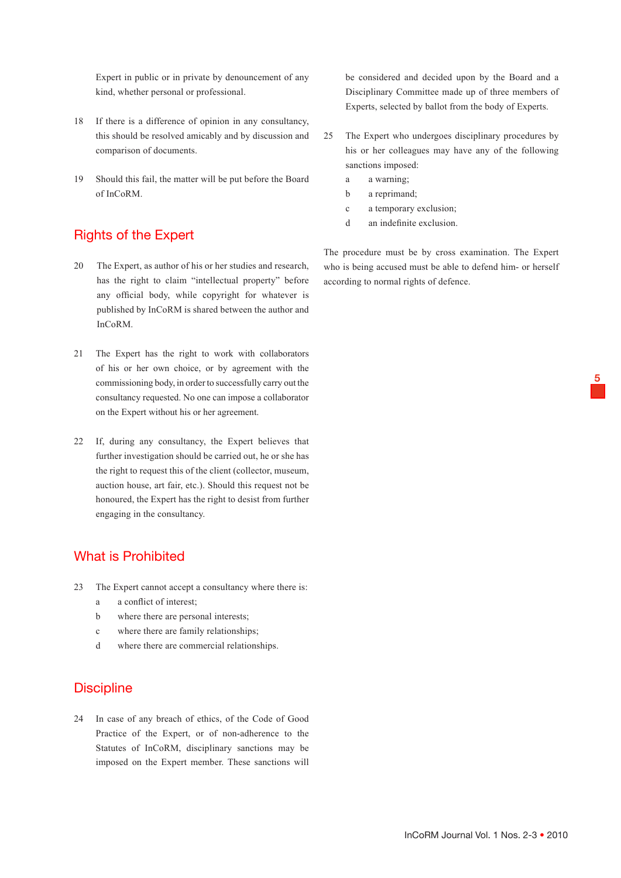Expert in public or in private by denouncement of any kind, whether personal or professional.

18 If there is a difference of opinion in any consultancy, this should be resolved amicably and by discussion and comparison of documents.

19 Should this fail, the matter will be put before the Board of InCoRM.

## Rights of the Expert

20 The Expert, as author of his or her studies and research, has the right to claim "intellectual property" before any official body, while copyright for whatever is published by InCoRM is shared between the author and InCoRM.

21 The Expert has the right to work with collaborators of his or her own choice, or by agreement with the commissioning body, in order to successfully carry out the consultancy requested. No one can impose a collaborator on the Expert without his or her agreement.

22 If, during any consultancy, the Expert believes that further investigation should be carried out, he or she has the right to request this of the client (collector, museum, auction house, art fair, etc.). Should this request not be honoured, the Expert has the right to desist from further engaging in the consultancy.

## What is Prohibited

23 The Expert cannot accept a consultancy where there is:

- a a conflict of interest;
- b where there are personal interests;
- c where there are family relationships;
- d where there are commercial relationships.

## Discipline

24 In case of any breach of ethics, of the Code of Good Practice of the Expert, or of non-adherence to the Statutes of InCoRM, disciplinary sanctions may be imposed on the Expert member. These sanctions will be considered and decided upon by the Board and a Disciplinary Committee made up of three members of Experts, selected by ballot from the body of Experts.

25 The Expert who undergoes disciplinary procedures by his or her colleagues may have any of the following sanctions imposed:

- a a warning;
- b a reprimand;
- c a temporary exclusion;
- d an indefinite exclusion.

The procedure must be by cross examination. The Expert who is being accused must be able to defend him- or herself according to normal rights of defence.